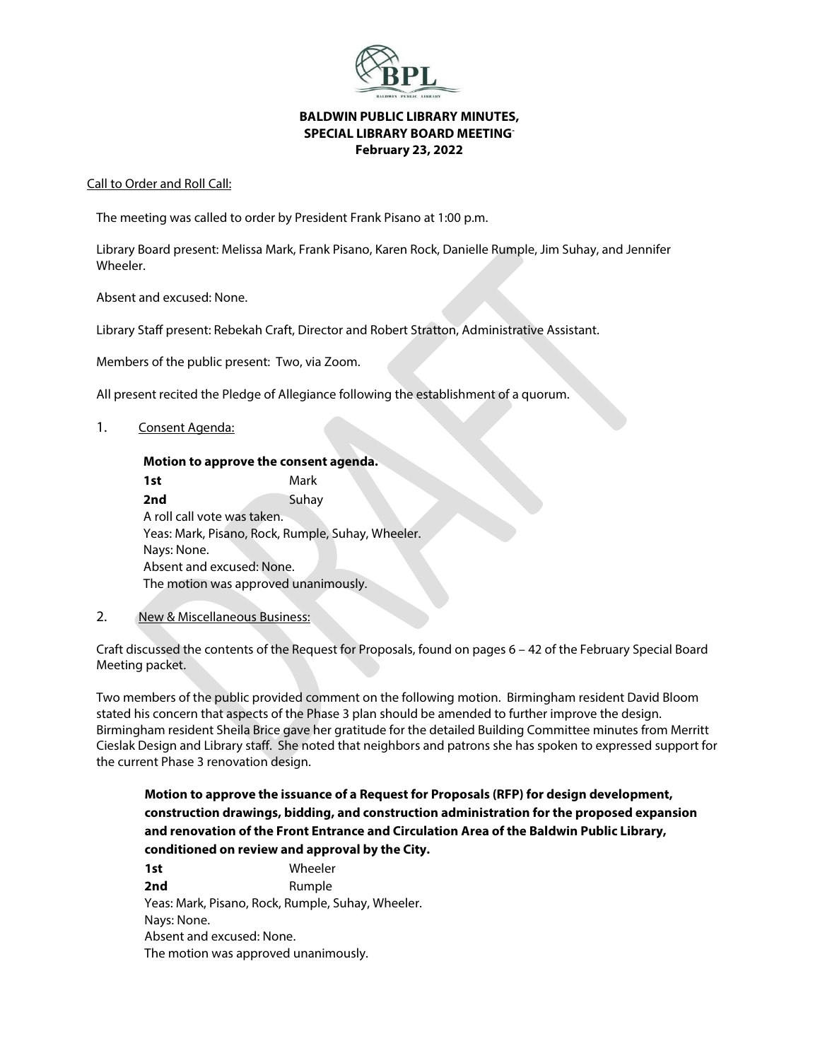# BALDWIN PUBLIC LIBRARY MINUTES,
# SPECIAL LIBRARY BOARD MEETING
# February 23, 2022

Call to Order and Roll Call:

The meeting was called to order by President Frank Pisano at 1:00 p.m.

Library Board present: Melissa Mark, Frank Pisano, Karen Rock, Danielle Rumple, Jim Suhay, and Jennifer Wheeler.

Absent and excused: None.

Library Staff present: Rebekah Craft, Director and Robert Stratton, Administrative Assistant.

Members of the public present: Two, via Zoom.

All present recited the Pledge of Allegiance following the establishment of a quorum.

1. Consent Agenda:

**Motion to approve the consent agenda.**
**1st** Mark
**2nd** Suhay
A roll call vote was taken.
Yeas: Mark, Pisano, Rock, Rumple, Suhay, Wheeler.
Nays: None.
Absent and excused: None.
The motion was approved unanimously.

2. New & Miscellaneous Business:

Craft discussed the contents of the Request for Proposals, found on pages 6 – 42 of the February Special Board Meeting packet.

Two members of the public provided comment on the following motion. Birmingham resident David Bloom stated his concern that aspects of the Phase 3 plan should be amended to further improve the design. Birmingham resident Sheila Brice gave her gratitude for the detailed Building Committee minutes from Merritt Cieslak Design and Library staff. She noted that neighbors and patrons she has spoken to expressed support for the current Phase 3 renovation design.

**Motion to approve the issuance of a Request for Proposals (RFP) for design development, construction drawings, bidding, and construction administration for the proposed expansion and renovation of the Front Entrance and Circulation Area of the Baldwin Public Library, conditioned on review and approval by the City.**
**1st** Wheeler
**2nd** Rumple
Yeas: Mark, Pisano, Rock, Rumple, Suhay, Wheeler.
Nays: None.
Absent and excused: None.
The motion was approved unanimously.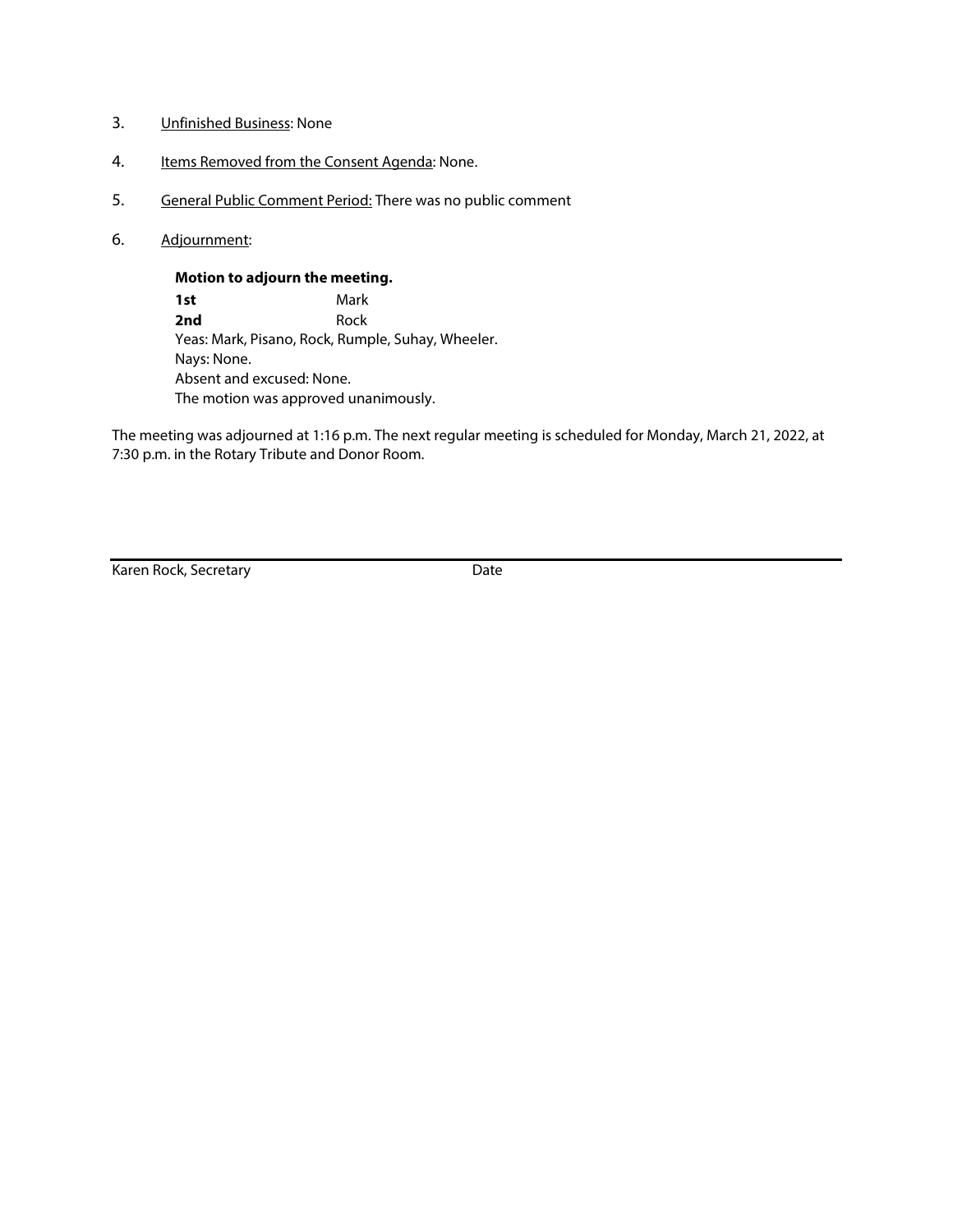3. <u>Unfinished Business</u>: None

4. <u>Items Removed from the Consent Agenda</u>: None.

5. <u>General Public Comment Period:</u> There was no public comment

6. <u>Adjournment</u>:

   **Motion to adjourn the meeting.**
   **1st** Mark
   **2nd** Rock
   Yeas: Mark, Pisano, Rock, Rumple, Suhay, Wheeler.
   Nays: None.
   Absent and excused: None.
   The motion was approved unanimously.

The meeting was adjourned at 1:16 p.m. The next regular meeting is scheduled for Monday, March 21, 2022, at 7:30 p.m. in the Rotary Tribute and Donor Room.

Karen Rock, Secretary Date